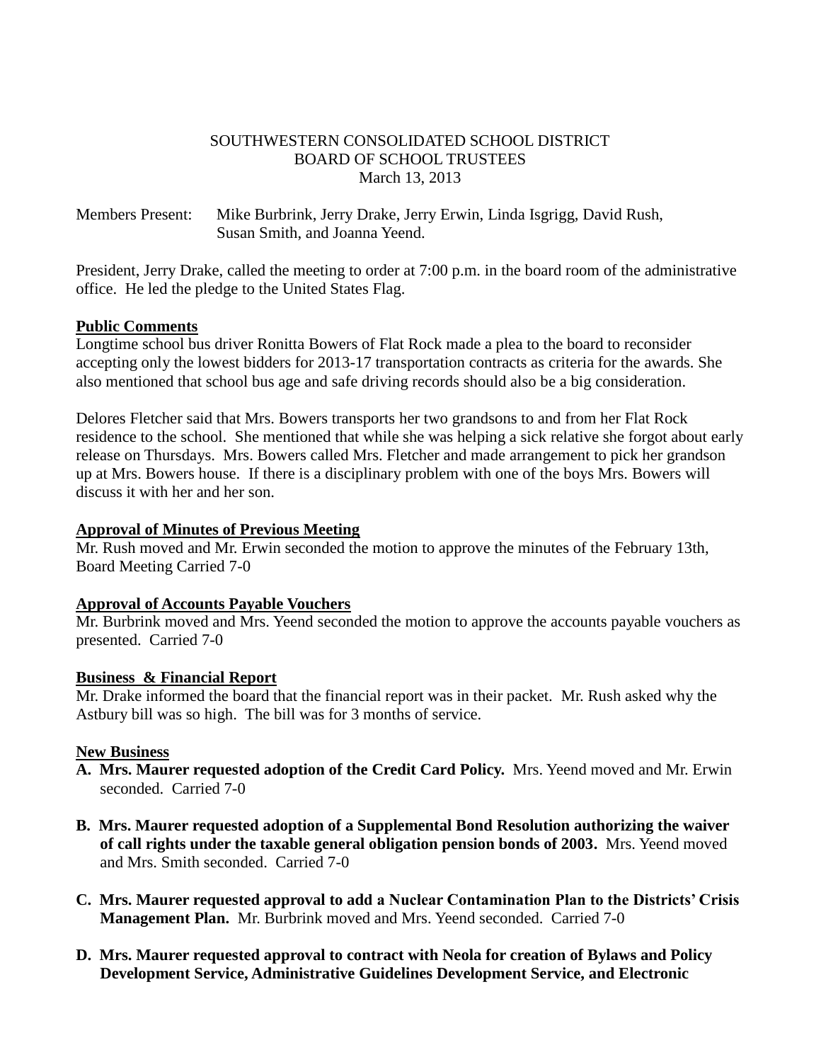SOUTHWESTERN CONSOLIDATED SCHOOL DISTRICT
BOARD OF SCHOOL TRUSTEES
March 13, 2013

Members Present: Mike Burbrink, Jerry Drake, Jerry Erwin, Linda Isgrigg, David Rush, Susan Smith, and Joanna Yeend.

President, Jerry Drake, called the meeting to order at 7:00 p.m. in the board room of the administrative office. He led the pledge to the United States Flag.

**Public Comments**

Longtime school bus driver Ronitta Bowers of Flat Rock made a plea to the board to reconsider accepting only the lowest bidders for 2013-17 transportation contracts as criteria for the awards. She also mentioned that school bus age and safe driving records should also be a big consideration.

Delores Fletcher said that Mrs. Bowers transports her two grandsons to and from her Flat Rock residence to the school. She mentioned that while she was helping a sick relative she forgot about early release on Thursdays. Mrs. Bowers called Mrs. Fletcher and made arrangement to pick her grandson up at Mrs. Bowers house. If there is a disciplinary problem with one of the boys Mrs. Bowers will discuss it with her and her son.

**Approval of Minutes of Previous Meeting**

Mr. Rush moved and Mr. Erwin seconded the motion to approve the minutes of the February 13th, Board Meeting Carried 7-0

**Approval of Accounts Payable Vouchers**

Mr. Burbrink moved and Mrs. Yeend seconded the motion to approve the accounts payable vouchers as presented. Carried 7-0

**Business & Financial Report**

Mr. Drake informed the board that the financial report was in their packet. Mr. Rush asked why the Astbury bill was so high. The bill was for 3 months of service.

**New Business**

**A. Mrs. Maurer requested adoption of the Credit Card Policy.** Mrs. Yeend moved and Mr. Erwin seconded. Carried 7-0

**B. Mrs. Maurer requested adoption of a Supplemental Bond Resolution authorizing the waiver of call rights under the taxable general obligation pension bonds of 2003.** Mrs. Yeend moved and Mrs. Smith seconded. Carried 7-0

**C. Mrs. Maurer requested approval to add a Nuclear Contamination Plan to the Districts' Crisis Management Plan.** Mr. Burbrink moved and Mrs. Yeend seconded. Carried 7-0

**D. Mrs. Maurer requested approval to contract with Neola for creation of Bylaws and Policy Development Service, Administrative Guidelines Development Service, and Electronic**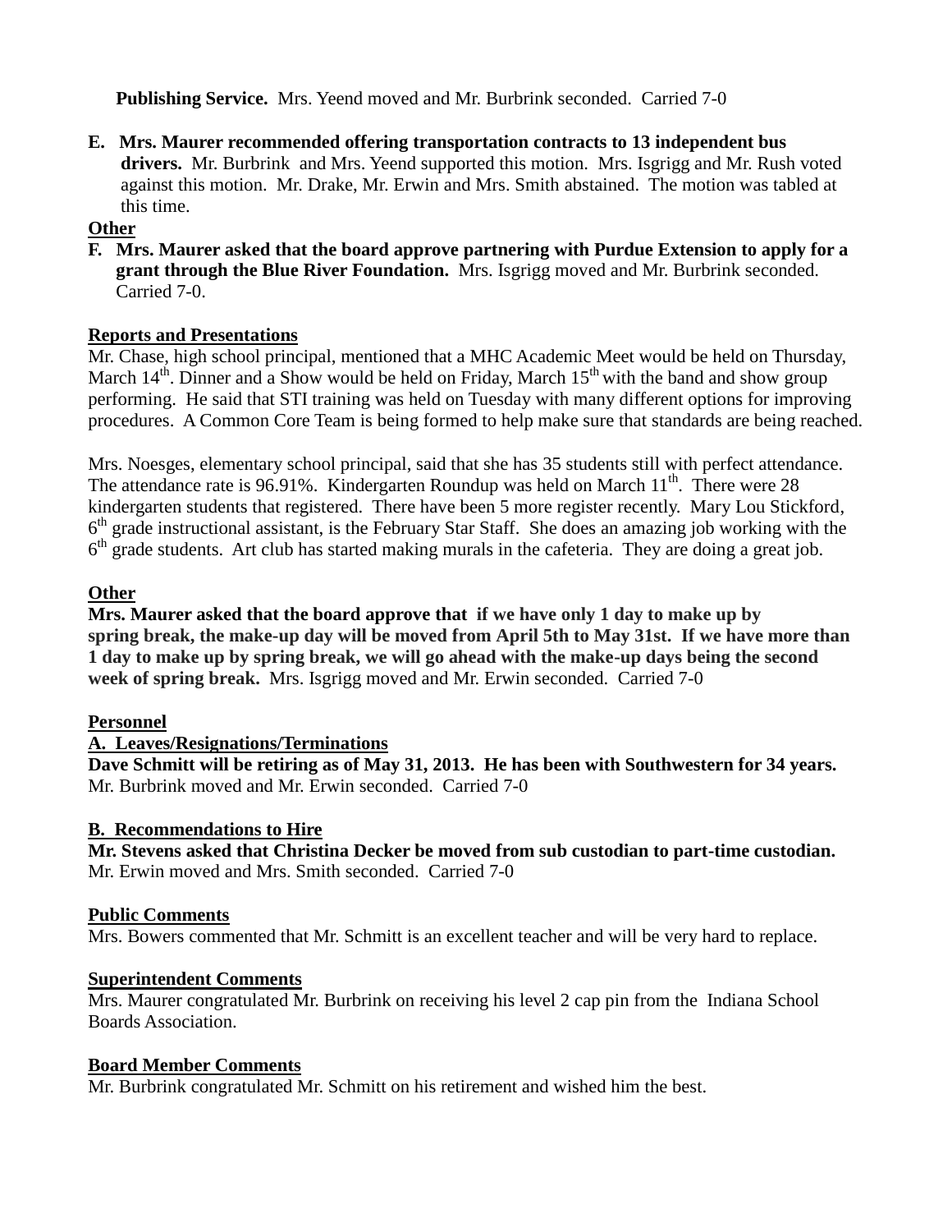**Publishing Service.** Mrs. Yeend moved and Mr. Burbrink seconded. Carried 7-0

**E. Mrs. Maurer recommended offering transportation contracts to 13 independent bus drivers.** Mr. Burbrink and Mrs. Yeend supported this motion. Mrs. Isgrigg and Mr. Rush voted against this motion. Mr. Drake, Mr. Erwin and Mrs. Smith abstained. The motion was tabled at this time.

**Other**

**F. Mrs. Maurer asked that the board approve partnering with Purdue Extension to apply for a grant through the Blue River Foundation.** Mrs. Isgrigg moved and Mr. Burbrink seconded. Carried 7-0.

**Reports and Presentations**

Mr. Chase, high school principal, mentioned that a MHC Academic Meet would be held on Thursday, March 14th. Dinner and a Show would be held on Friday, March 15th with the band and show group performing. He said that STI training was held on Tuesday with many different options for improving procedures. A Common Core Team is being formed to help make sure that standards are being reached.

Mrs. Noesges, elementary school principal, said that she has 35 students still with perfect attendance. The attendance rate is 96.91%. Kindergarten Roundup was held on March 11th. There were 28 kindergarten students that registered. There have been 5 more register recently. Mary Lou Stickford, 6th grade instructional assistant, is the February Star Staff. She does an amazing job working with the 6th grade students. Art club has started making murals in the cafeteria. They are doing a great job.

**Other**

**Mrs. Maurer asked that the board approve that if we have only 1 day to make up by spring break, the make-up day will be moved from April 5th to May 31st. If we have more than 1 day to make up by spring break, we will go ahead with the make-up days being the second week of spring break.** Mrs. Isgrigg moved and Mr. Erwin seconded. Carried 7-0

**Personnel**

**A. Leaves/Resignations/Terminations**

**Dave Schmitt will be retiring as of May 31, 2013. He has been with Southwestern for 34 years.** Mr. Burbrink moved and Mr. Erwin seconded. Carried 7-0

**B. Recommendations to Hire**

**Mr. Stevens asked that Christina Decker be moved from sub custodian to part-time custodian.** Mr. Erwin moved and Mrs. Smith seconded. Carried 7-0

**Public Comments**

Mrs. Bowers commented that Mr. Schmitt is an excellent teacher and will be very hard to replace.

**Superintendent Comments**

Mrs. Maurer congratulated Mr. Burbrink on receiving his level 2 cap pin from the Indiana School Boards Association.

**Board Member Comments**

Mr. Burbrink congratulated Mr. Schmitt on his retirement and wished him the best.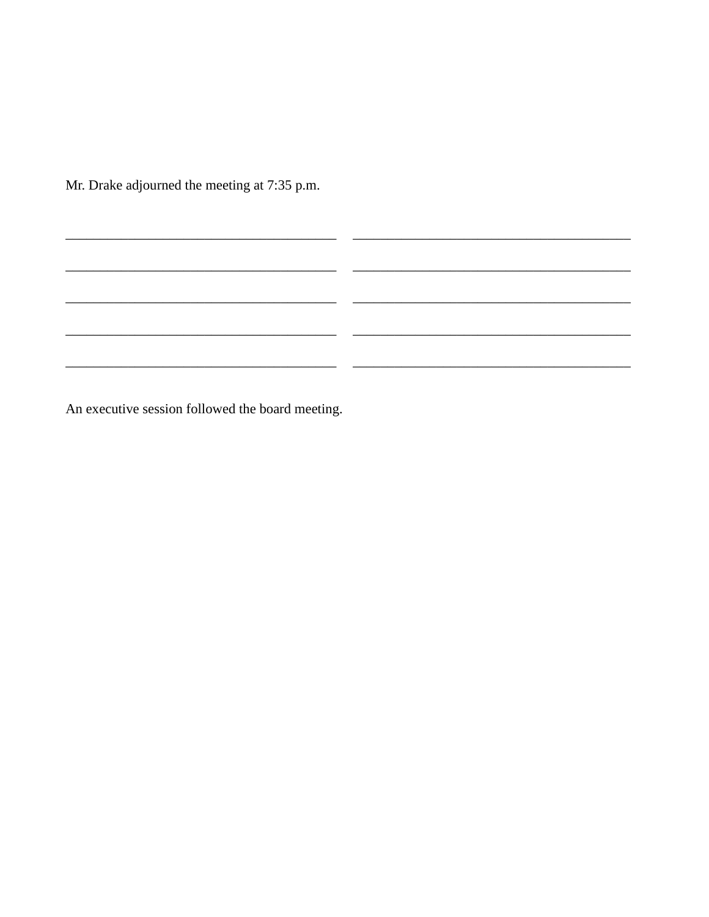Mr. Drake adjourned the meeting at 7:35 p.m.

\_\_\_\_\_\_\_\_\_\_\_\_\_\_\_\_\_\_\_\_\_\_\_\_\_\_\_\_\_\_\_\_\_\_\_\_\_\_\_\_ \_\_\_\_\_\_\_\_\_\_\_\_\_\_\_\_\_\_\_\_\_\_\_\_\_\_\_\_\_\_\_\_\_\_\_\_\_\_\_\_

\_\_\_\_\_\_\_\_\_\_\_\_\_\_\_\_\_\_\_\_\_\_\_\_\_\_\_\_\_\_\_\_\_\_\_\_\_\_\_\_ \_\_\_\_\_\_\_\_\_\_\_\_\_\_\_\_\_\_\_\_\_\_\_\_\_\_\_\_\_\_\_\_\_\_\_\_\_\_\_\_

\_\_\_\_\_\_\_\_\_\_\_\_\_\_\_\_\_\_\_\_\_\_\_\_\_\_\_\_\_\_\_\_\_\_\_\_\_\_\_\_ \_\_\_\_\_\_\_\_\_\_\_\_\_\_\_\_\_\_\_\_\_\_\_\_\_\_\_\_\_\_\_\_\_\_\_\_\_\_\_\_

\_\_\_\_\_\_\_\_\_\_\_\_\_\_\_\_\_\_\_\_\_\_\_\_\_\_\_\_\_\_\_\_\_\_\_\_\_\_\_\_ \_\_\_\_\_\_\_\_\_\_\_\_\_\_\_\_\_\_\_\_\_\_\_\_\_\_\_\_\_\_\_\_\_\_\_\_\_\_\_\_

\_\_\_\_\_\_\_\_\_\_\_\_\_\_\_\_\_\_\_\_\_\_\_\_\_\_\_\_\_\_\_\_\_\_\_\_\_\_\_\_ \_\_\_\_\_\_\_\_\_\_\_\_\_\_\_\_\_\_\_\_\_\_\_\_\_\_\_\_\_\_\_\_\_\_\_\_\_\_\_\_

An executive session followed the board meeting.